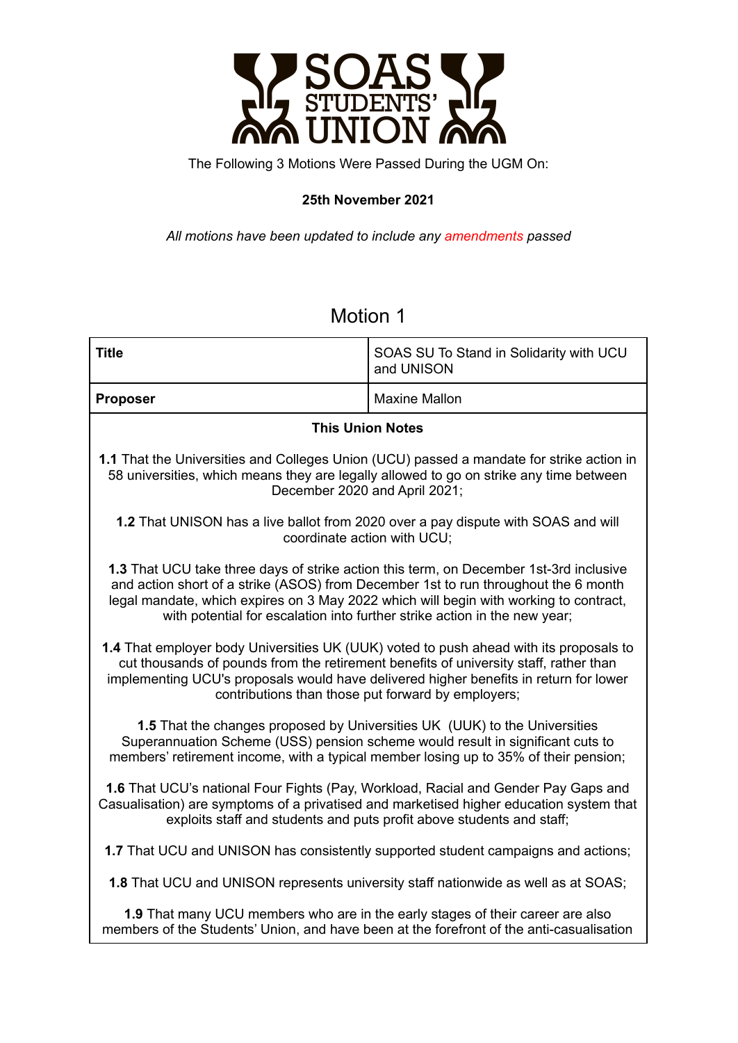SOAS STUDENTS' UNION

The Following 3 Motions Were Passed During the UGM On:

**25th November 2021**

*All motions have been updated to include any amendments passed*

# Motion 1

| **Title** | SOAS SU To Stand in Solidarity with UCU and UNISON |
| --- | --- |
| **Proposer** | Maxine Mallon |

**This Union Notes**

**1.1** That the Universities and Colleges Union (UCU) passed a mandate for strike action in 58 universities, which means they are legally allowed to go on strike any time between December 2020 and April 2021;

**1.2** That UNISON has a live ballot from 2020 over a pay dispute with SOAS and will coordinate action with UCU;

**1.3** That UCU take three days of strike action this term, on December 1st-3rd inclusive and action short of a strike (ASOS) from December 1st to run throughout the 6 month legal mandate, which expires on 3 May 2022 which will begin with working to contract, with potential for escalation into further strike action in the new year;

**1.4** That employer body Universities UK (UUK) voted to push ahead with its proposals to cut thousands of pounds from the retirement benefits of university staff, rather than implementing UCU's proposals would have delivered higher benefits in return for lower contributions than those put forward by employers;

**1.5** That the changes proposed by Universities UK (UUK) to the Universities Superannuation Scheme (USS) pension scheme would result in significant cuts to members' retirement income, with a typical member losing up to 35% of their pension;

**1.6** That UCU's national Four Fights (Pay, Workload, Racial and Gender Pay Gaps and Casualisation) are symptoms of a privatised and marketised higher education system that exploits staff and students and puts profit above students and staff;

**1.7** That UCU and UNISON has consistently supported student campaigns and actions;

**1.8** That UCU and UNISON represents university staff nationwide as well as at SOAS;

**1.9** That many UCU members who are in the early stages of their career are also members of the Students' Union, and have been at the forefront of the anti-casualisation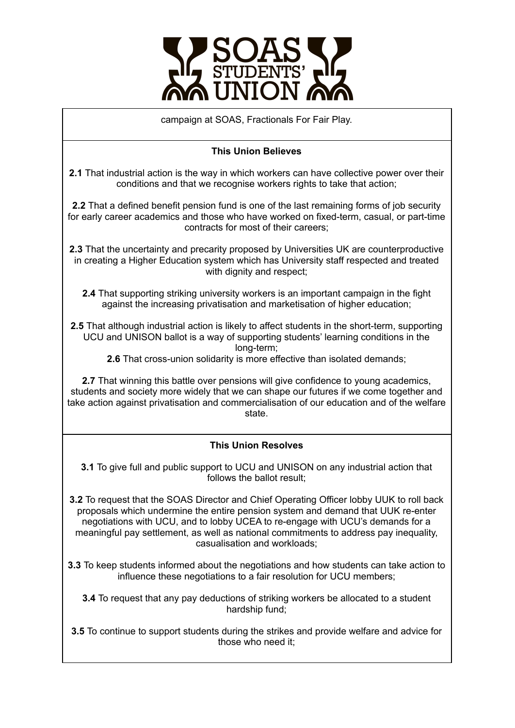campaign at SOAS, Fractionals For Fair Play.

**This Union Believes**

**2.1** That industrial action is the way in which workers can have collective power over their conditions and that we recognise workers rights to take that action;

**2.2** That a defined benefit pension fund is one of the last remaining forms of job security for early career academics and those who have worked on fixed-term, casual, or part-time contracts for most of their careers;

**2.3** That the uncertainty and precarity proposed by Universities UK are counterproductive in creating a Higher Education system which has University staff respected and treated with dignity and respect;

**2.4** That supporting striking university workers is an important campaign in the fight against the increasing privatisation and marketisation of higher education;

**2.5** That although industrial action is likely to affect students in the short-term, supporting UCU and UNISON ballot is a way of supporting students' learning conditions in the long-term;

**2.6** That cross-union solidarity is more effective than isolated demands;

**2.7** That winning this battle over pensions will give confidence to young academics, students and society more widely that we can shape our futures if we come together and take action against privatisation and commercialisation of our education and of the welfare state.

**This Union Resolves**

**3.1** To give full and public support to UCU and UNISON on any industrial action that follows the ballot result;

**3.2** To request that the SOAS Director and Chief Operating Officer lobby UUK to roll back proposals which undermine the entire pension system and demand that UUK re-enter negotiations with UCU, and to lobby UCEA to re-engage with UCU's demands for a meaningful pay settlement, as well as national commitments to address pay inequality, casualisation and workloads;

**3.3** To keep students informed about the negotiations and how students can take action to influence these negotiations to a fair resolution for UCU members;

**3.4** To request that any pay deductions of striking workers be allocated to a student hardship fund;

**3.5** To continue to support students during the strikes and provide welfare and advice for those who need it;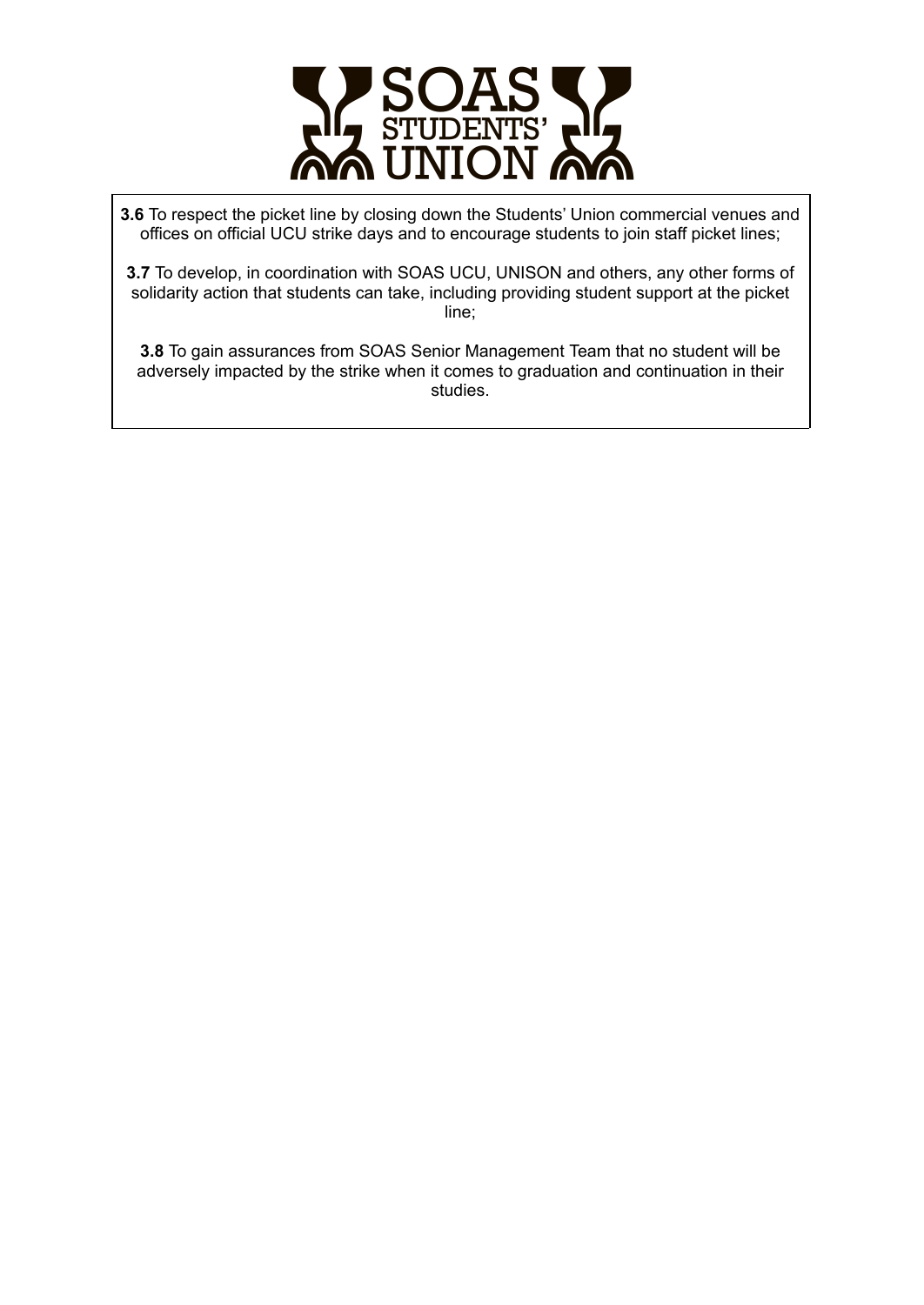**3.6** To respect the picket line by closing down the Students' Union commercial venues and offices on official UCU strike days and to encourage students to join staff picket lines;

**3.7** To develop, in coordination with SOAS UCU, UNISON and others, any other forms of solidarity action that students can take, including providing student support at the picket line;

**3.8** To gain assurances from SOAS Senior Management Team that no student will be adversely impacted by the strike when it comes to graduation and continuation in their studies.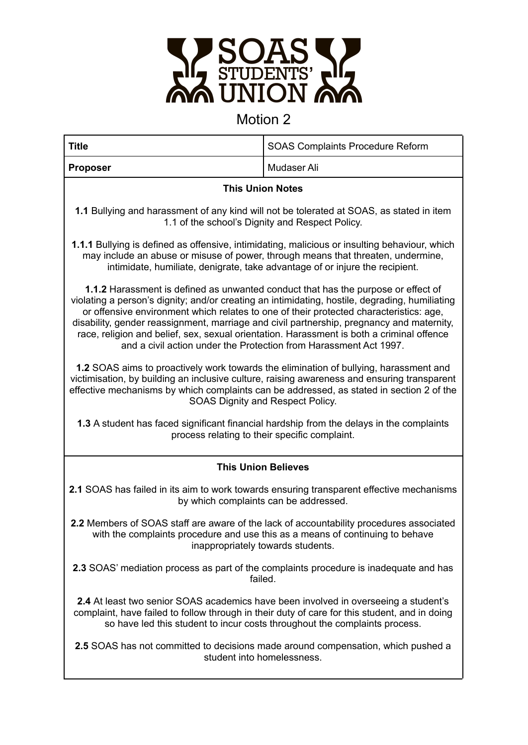# Motion 2

| **Title** | SOAS Complaints Procedure Reform |
|---|---|
| **Proposer** | Mudaser Ali |

## This Union Notes

**1.1** Bullying and harassment of any kind will not be tolerated at SOAS, as stated in item 1.1 of the school's Dignity and Respect Policy.

**1.1.1** Bullying is defined as offensive, intimidating, malicious or insulting behaviour, which may include an abuse or misuse of power, through means that threaten, undermine, intimidate, humiliate, denigrate, take advantage of or injure the recipient.

**1.1.2** Harassment is defined as unwanted conduct that has the purpose or effect of violating a person's dignity; and/or creating an intimidating, hostile, degrading, humiliating or offensive environment which relates to one of their protected characteristics: age, disability, gender reassignment, marriage and civil partnership, pregnancy and maternity, race, religion and belief, sex, sexual orientation. Harassment is both a criminal offence and a civil action under the Protection from Harassment Act 1997.

**1.2** SOAS aims to proactively work towards the elimination of bullying, harassment and victimisation, by building an inclusive culture, raising awareness and ensuring transparent effective mechanisms by which complaints can be addressed, as stated in section 2 of the SOAS Dignity and Respect Policy.

**1.3** A student has faced significant financial hardship from the delays in the complaints process relating to their specific complaint.

## This Union Believes

**2.1** SOAS has failed in its aim to work towards ensuring transparent effective mechanisms by which complaints can be addressed.

**2.2** Members of SOAS staff are aware of the lack of accountability procedures associated with the complaints procedure and use this as a means of continuing to behave inappropriately towards students.

**2.3** SOAS' mediation process as part of the complaints procedure is inadequate and has failed.

**2.4** At least two senior SOAS academics have been involved in overseeing a student's complaint, have failed to follow through in their duty of care for this student, and in doing so have led this student to incur costs throughout the complaints process.

**2.5** SOAS has not committed to decisions made around compensation, which pushed a student into homelessness.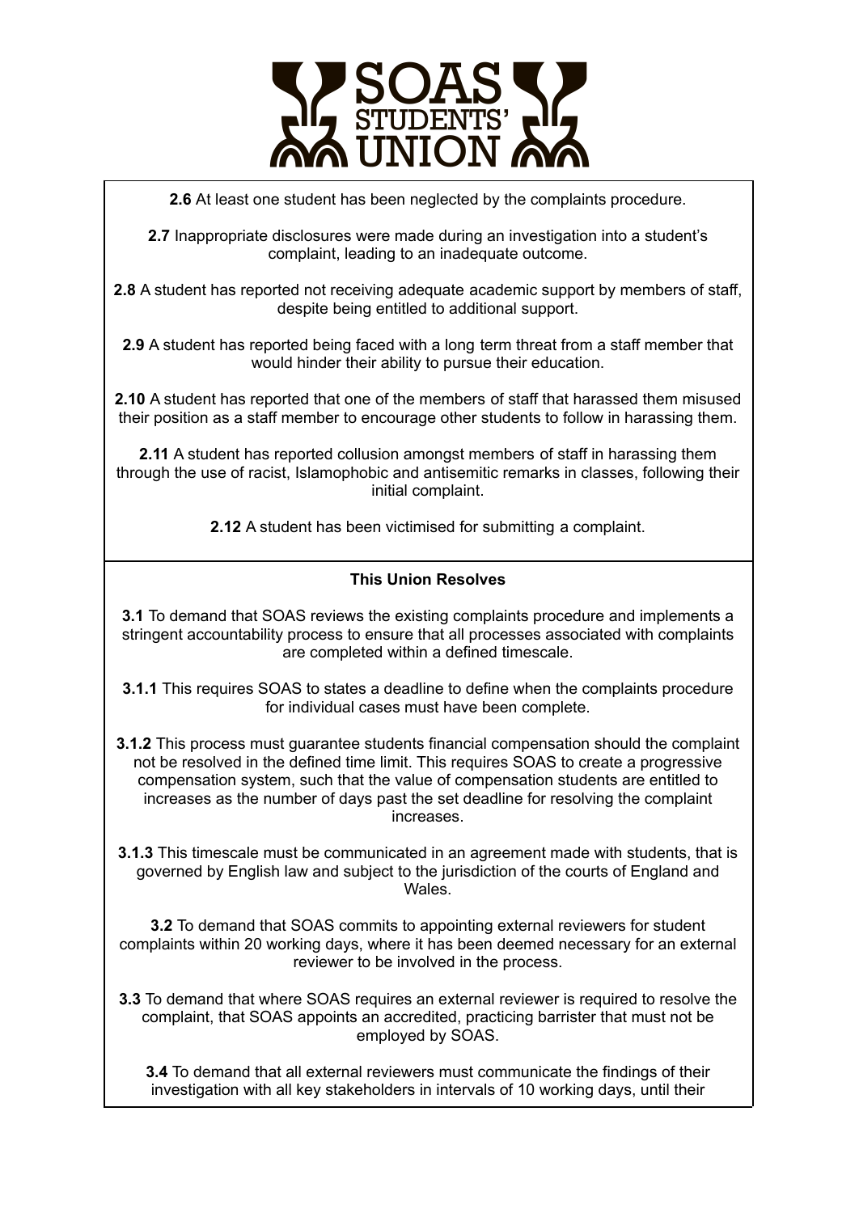**2.6** At least one student has been neglected by the complaints procedure.

**2.7** Inappropriate disclosures were made during an investigation into a student's complaint, leading to an inadequate outcome.

**2.8** A student has reported not receiving adequate academic support by members of staff, despite being entitled to additional support.

**2.9** A student has reported being faced with a long term threat from a staff member that would hinder their ability to pursue their education.

**2.10** A student has reported that one of the members of staff that harassed them misused their position as a staff member to encourage other students to follow in harassing them.

**2.11** A student has reported collusion amongst members of staff in harassing them through the use of racist, Islamophobic and antisemitic remarks in classes, following their initial complaint.

**2.12** A student has been victimised for submitting a complaint.

**This Union Resolves**

**3.1** To demand that SOAS reviews the existing complaints procedure and implements a stringent accountability process to ensure that all processes associated with complaints are completed within a defined timescale.

**3.1.1** This requires SOAS to states a deadline to define when the complaints procedure for individual cases must have been complete.

**3.1.2** This process must guarantee students financial compensation should the complaint not be resolved in the defined time limit. This requires SOAS to create a progressive compensation system, such that the value of compensation students are entitled to increases as the number of days past the set deadline for resolving the complaint increases.

**3.1.3** This timescale must be communicated in an agreement made with students, that is governed by English law and subject to the jurisdiction of the courts of England and Wales.

**3.2** To demand that SOAS commits to appointing external reviewers for student complaints within 20 working days, where it has been deemed necessary for an external reviewer to be involved in the process.

**3.3** To demand that where SOAS requires an external reviewer is required to resolve the complaint, that SOAS appoints an accredited, practicing barrister that must not be employed by SOAS.

**3.4** To demand that all external reviewers must communicate the findings of their investigation with all key stakeholders in intervals of 10 working days, until their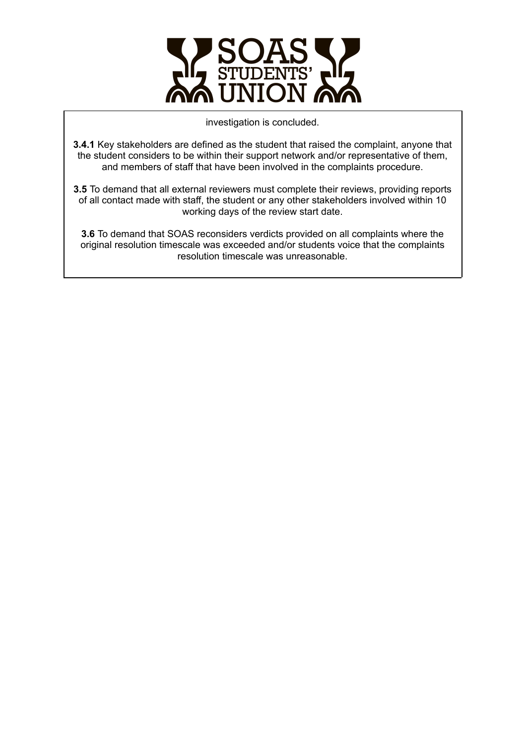investigation is concluded.

**3.4.1** Key stakeholders are defined as the student that raised the complaint, anyone that the student considers to be within their support network and/or representative of them, and members of staff that have been involved in the complaints procedure.

**3.5** To demand that all external reviewers must complete their reviews, providing reports of all contact made with staff, the student or any other stakeholders involved within 10 working days of the review start date.

**3.6** To demand that SOAS reconsiders verdicts provided on all complaints where the original resolution timescale was exceeded and/or students voice that the complaints resolution timescale was unreasonable.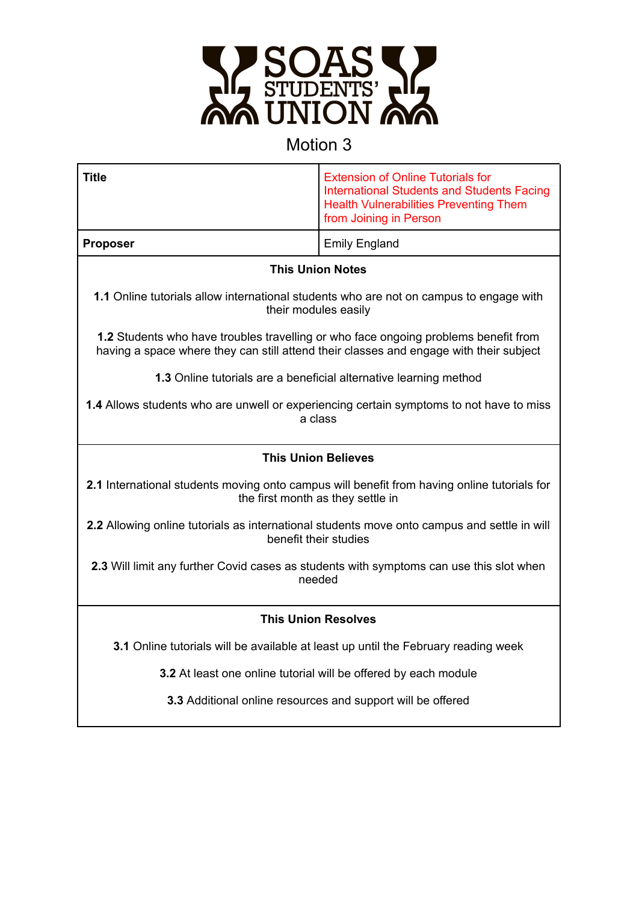SOAS STUDENTS' UNION

# Motion 3

| | |
|---|---|
| **Title** | Extension of Online Tutorials for International Students and Students Facing Health Vulnerabilities Preventing Them from Joining in Person |
| **Proposer** | Emily England |

## This Union Notes

**1.1** Online tutorials allow international students who are not on campus to engage with their modules easily

**1.2** Students who have troubles travelling or who face ongoing problems benefit from having a space where they can still attend their classes and engage with their subject

**1.3** Online tutorials are a beneficial alternative learning method

**1.4** Allows students who are unwell or experiencing certain symptoms to not have to miss a class

## This Union Believes

**2.1** International students moving onto campus will benefit from having online tutorials for the first month as they settle in

**2.2** Allowing online tutorials as international students move onto campus and settle in will benefit their studies

**2.3** Will limit any further Covid cases as students with symptoms can use this slot when needed

## This Union Resolves

**3.1** Online tutorials will be available at least up until the February reading week

**3.2** At least one online tutorial will be offered by each module

**3.3** Additional online resources and support will be offered